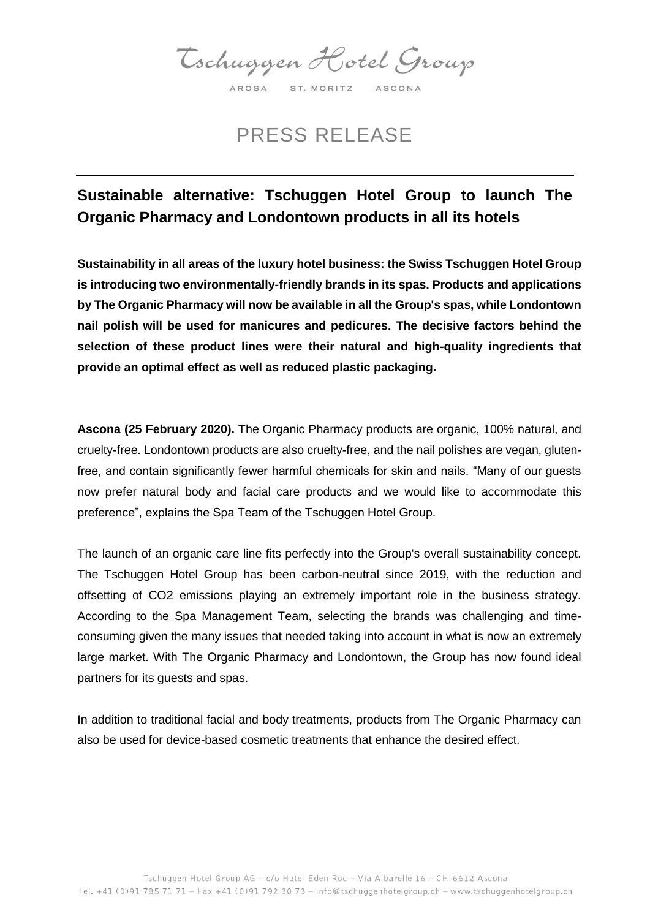Tschuggen Hotel Group

AROSA ST. MORITZ ASCONA

# PRESS RELEASE

## Sustainable alternative: Tschuggen Hotel Group to launch The Organic Pharmacy and Londontown products in all its hotels

**Sustainability in all areas of the luxury hotel business: the Swiss Tschuggen Hotel Group is introducing two environmentally-friendly brands in its spas. Products and applications by The Organic Pharmacy will now be available in all the Group's spas, while Londontown nail polish will be used for manicures and pedicures. The decisive factors behind the selection of these product lines were their natural and high-quality ingredients that provide an optimal effect as well as reduced plastic packaging.**

**Ascona (25 February 2020).** The Organic Pharmacy products are organic, 100% natural, and cruelty-free. Londontown products are also cruelty-free, and the nail polishes are vegan, gluten-free, and contain significantly fewer harmful chemicals for skin and nails. "Many of our guests now prefer natural body and facial care products and we would like to accommodate this preference", explains the Spa Team of the Tschuggen Hotel Group.

The launch of an organic care line fits perfectly into the Group's overall sustainability concept. The Tschuggen Hotel Group has been carbon-neutral since 2019, with the reduction and offsetting of $CO_2$ emissions playing an extremely important role in the business strategy. According to the Spa Management Team, selecting the brands was challenging and time-consuming given the many issues that needed taking into account in what is now an extremely large market. With The Organic Pharmacy and Londontown, the Group has now found ideal partners for its guests and spas.

In addition to traditional facial and body treatments, products from The Organic Pharmacy can also be used for device-based cosmetic treatments that enhance the desired effect.

Tschuggen Hotel Group AG – c/o Hotel Eden Roc – Via Albarelle 16 – CH-6612 Ascona
Tel. +41 (0)91 785 71 71 – Fax +41 (0)91 792 30 73 – info@tschuggenhotelgroup.ch – www.tschuggenhotelgroup.ch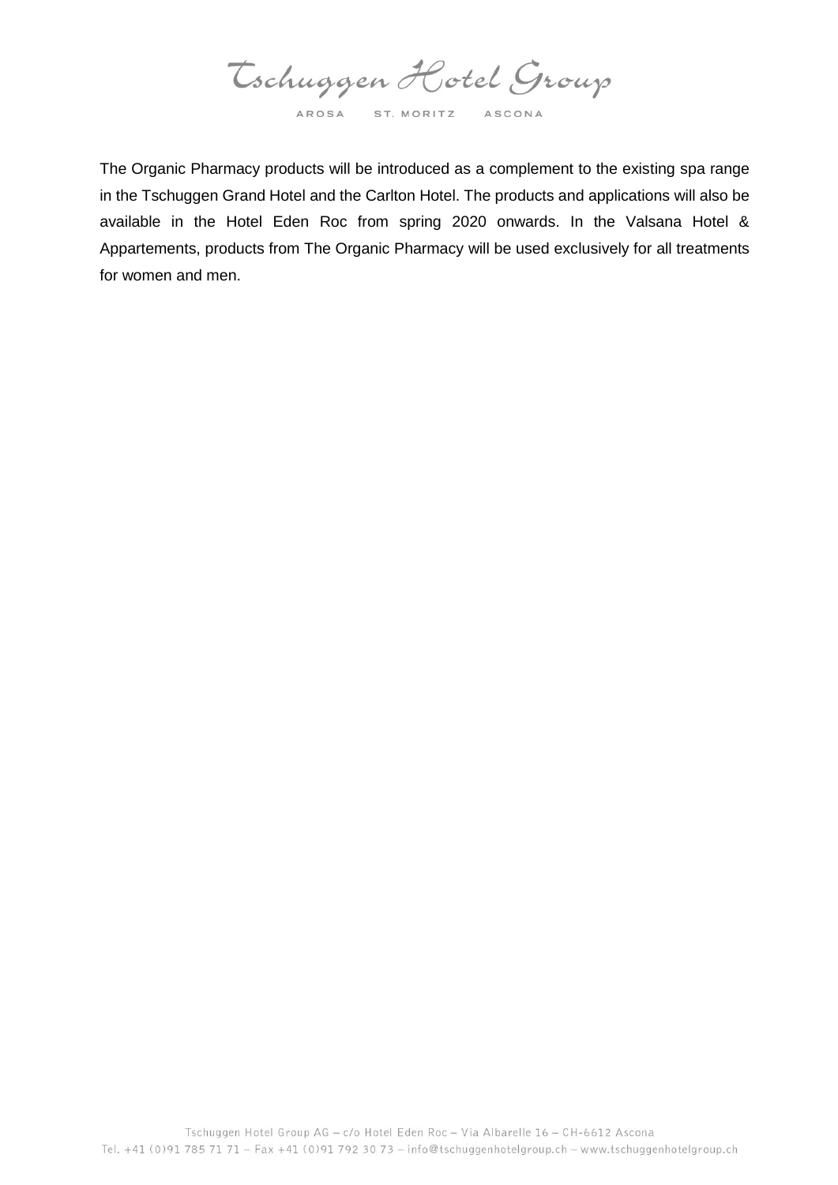The Organic Pharmacy products will be introduced as a complement to the existing spa range in the Tschuggen Grand Hotel and the Carlton Hotel. The products and applications will also be available in the Hotel Eden Roc from spring 2020 onwards. In the Valsana Hotel & Appartements, products from The Organic Pharmacy will be used exclusively for all treatments for women and men.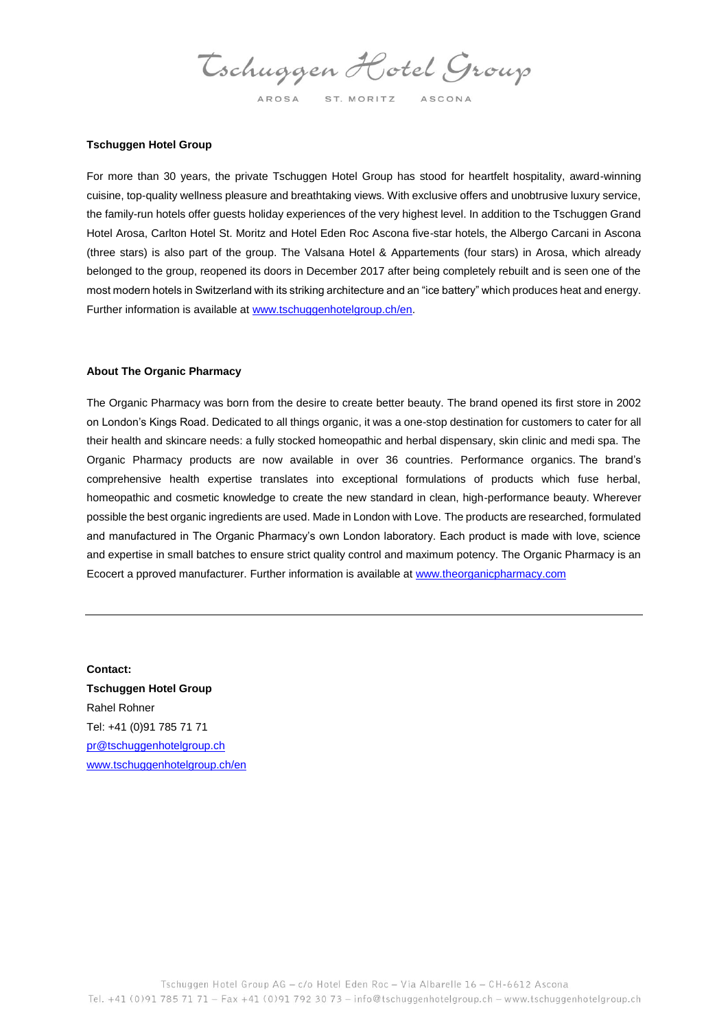**Tschuggen Hotel Group**

For more than 30 years, the private Tschuggen Hotel Group has stood for heartfelt hospitality, award-winning cuisine, top-quality wellness pleasure and breathtaking views. With exclusive offers and unobtrusive luxury service, the family-run hotels offer guests holiday experiences of the very highest level. In addition to the Tschuggen Grand Hotel Arosa, Carlton Hotel St. Moritz and Hotel Eden Roc Ascona five-star hotels, the Albergo Carcani in Ascona (three stars) is also part of the group. The Valsana Hotel & Appartements (four stars) in Arosa, which already belonged to the group, reopened its doors in December 2017 after being completely rebuilt and is seen one of the most modern hotels in Switzerland with its striking architecture and an "ice battery" which produces heat and energy. Further information is available at www.tschuggenhotelgroup.ch/en.

**About The Organic Pharmacy**

The Organic Pharmacy was born from the desire to create better beauty. The brand opened its first store in 2002 on London's Kings Road. Dedicated to all things organic, it was a one-stop destination for customers to cater for all their health and skincare needs: a fully stocked homeopathic and herbal dispensary, skin clinic and medi spa. The Organic Pharmacy products are now available in over 36 countries. Performance organics. The brand's comprehensive health expertise translates into exceptional formulations of products which fuse herbal, homeopathic and cosmetic knowledge to create the new standard in clean, high-performance beauty. Wherever possible the best organic ingredients are used. Made in London with Love. The products are researched, formulated and manufactured in The Organic Pharmacy's own London laboratory. Each product is made with love, science and expertise in small batches to ensure strict quality control and maximum potency. The Organic Pharmacy is an Ecocert a pproved manufacturer. Further information is available at www.theorganicpharmacy.com

---

**Contact:**
**Tschuggen Hotel Group**
Rahel Rohner
Tel: +41 (0)91 785 71 71
pr@tschuggenhotelgroup.ch
www.tschuggenhotelgroup.ch/en